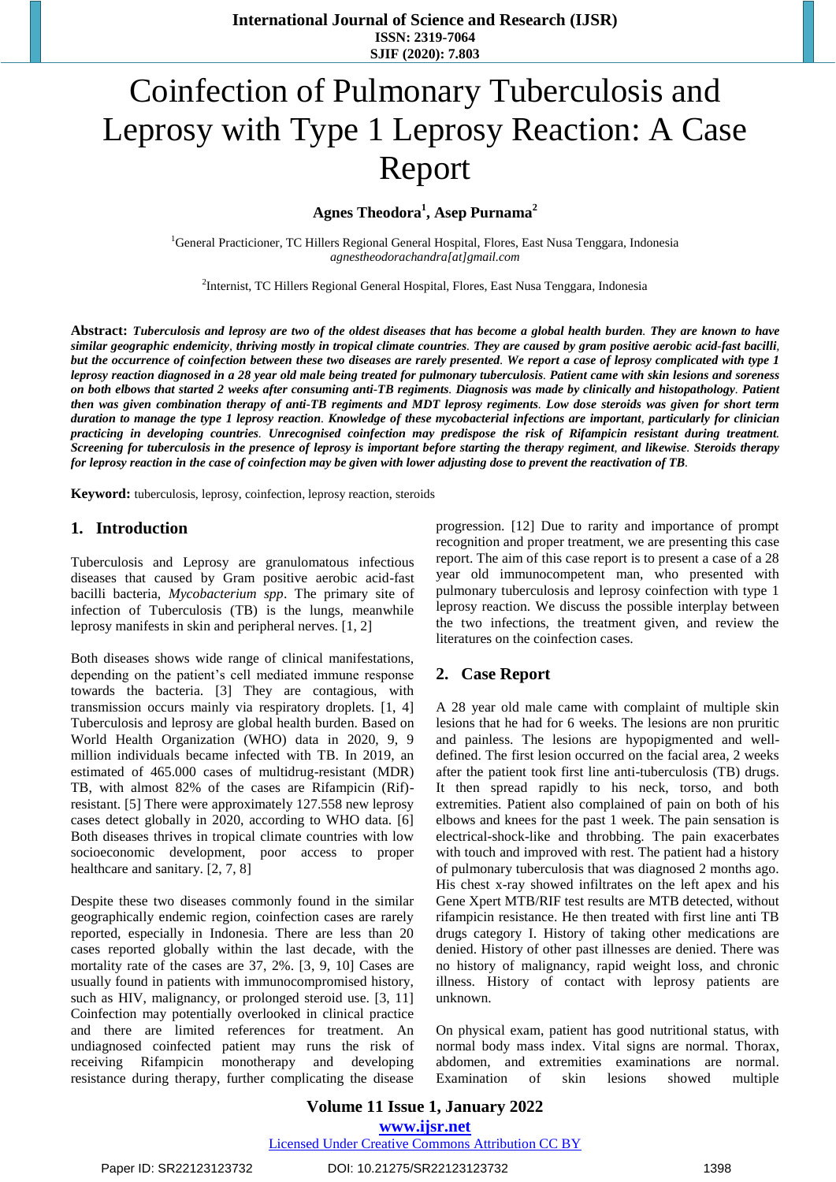# Coinfection of Pulmonary Tuberculosis and Leprosy with Type 1 Leprosy Reaction: A Case Report

**Agnes Theodora[1], Asep Purnama[2]**

[1]General Practicioner, TC Hillers Regional General Hospital, Flores, East Nusa Tenggara, Indonesia
*agnestheodorachandra[at]gmail.com*

[2]Internist, TC Hillers Regional General Hospital, Flores, East Nusa Tenggara, Indonesia

**Abstract:** ***Tuberculosis and leprosy are two of the oldest diseases that has become a global health burden. They are known to have similar geographic endemicity, thriving mostly in tropical climate countries. They are caused by gram positive aerobic acid-fast bacilli, but the occurrence of coinfection between these two diseases are rarely presented. We report a case of leprosy complicated with type 1 leprosy reaction diagnosed in a 28 year old male being treated for pulmonary tuberculosis. Patient came with skin lesions and soreness on both elbows that started 2 weeks after consuming anti-TB regiments. Diagnosis was made by clinically and histopathology. Patient then was given combination therapy of anti-TB regiments and MDT leprosy regiments. Low dose steroids was given for short term duration to manage the type 1 leprosy reaction. Knowledge of these mycobacterial infections are important, particularly for clinician practicing in developing countries. Unrecognised coinfection may predispose the risk of Rifampicin resistant during treatment. Screening for tuberculosis in the presence of leprosy is important before starting the therapy regiment, and likewise. Steroids therapy for leprosy reaction in the case of coinfection may be given with lower adjusting dose to prevent the reactivation of TB.***

**Keyword:** tuberculosis, leprosy, coinfection, leprosy reaction, steroids

## 1. Introduction

Tuberculosis and Leprosy are granulomatous infectious diseases that caused by Gram positive aerobic acid-fast bacilli bacteria, *Mycobacterium spp*. The primary site of infection of Tuberculosis (TB) is the lungs, meanwhile leprosy manifests in skin and peripheral nerves. [1, 2]

Both diseases shows wide range of clinical manifestations, depending on the patient's cell mediated immune response towards the bacteria. [3] They are contagious, with transmission occurs mainly via respiratory droplets. [1, 4] Tuberculosis and leprosy are global health burden. Based on World Health Organization (WHO) data in 2020, 9, 9 million individuals became infected with TB. In 2019, an estimated of 465.000 cases of multidrug-resistant (MDR) TB, with almost 82% of the cases are Rifampicin (Rif)-resistant. [5] There were approximately 127.558 new leprosy cases detect globally in 2020, according to WHO data. [6] Both diseases thrives in tropical climate countries with low socioeconomic development, poor access to proper healthcare and sanitary. [2, 7, 8]

Despite these two diseases commonly found in the similar geographically endemic region, coinfection cases are rarely reported, especially in Indonesia. There are less than 20 cases reported globally within the last decade, with the mortality rate of the cases are 37, 2%. [3, 9, 10] Cases are usually found in patients with immunocompromised history, such as HIV, malignancy, or prolonged steroid use. [3, 11] Coinfection may potentially overlooked in clinical practice and there are limited references for treatment. An undiagnosed coinfected patient may runs the risk of receiving Rifampicin monotherapy and developing resistance during therapy, further complicating the disease progression. [12] Due to rarity and importance of prompt recognition and proper treatment, we are presenting this case report. The aim of this case report is to present a case of a 28 year old immunocompetent man, who presented with pulmonary tuberculosis and leprosy coinfection with type 1 leprosy reaction. We discuss the possible interplay between the two infections, the treatment given, and review the literatures on the coinfection cases.

## 2. Case Report

A 28 year old male came with complaint of multiple skin lesions that he had for 6 weeks. The lesions are non pruritic and painless. The lesions are hypopigmented and well-defined. The first lesion occurred on the facial area, 2 weeks after the patient took first line anti-tuberculosis (TB) drugs. It then spread rapidly to his neck, torso, and both extremities. Patient also complained of pain on both of his elbows and knees for the past 1 week. The pain sensation is electrical-shock-like and throbbing. The pain exacerbates with touch and improved with rest. The patient had a history of pulmonary tuberculosis that was diagnosed 2 months ago. His chest x-ray showed infiltrates on the left apex and his Gene Xpert MTB/RIF test results are MTB detected, without rifampicin resistance. He then treated with first line anti TB drugs category I. History of taking other medications are denied. History of other past illnesses are denied. There was no history of malignancy, rapid weight loss, and chronic illness. History of contact with leprosy patients are unknown.

On physical exam, patient has good nutritional status, with normal body mass index. Vital signs are normal. Thorax, abdomen, and extremities examinations are normal. Examination of skin lesions showed multiple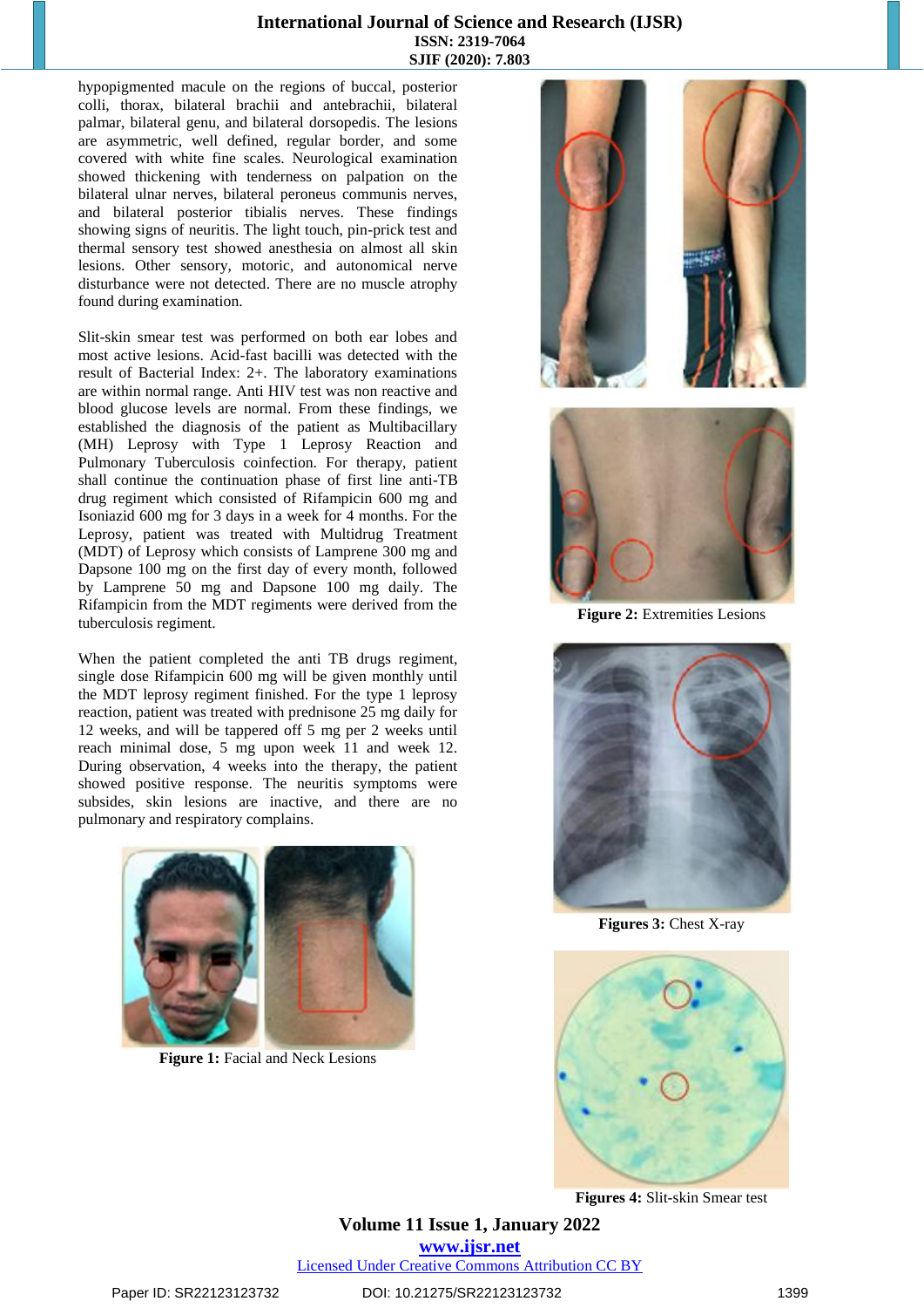hypopigmented macule on the regions of buccal, posterior colli, thorax, bilateral brachii and antebrachii, bilateral palmar, bilateral genu, and bilateral dorsopedis. The lesions are asymmetric, well defined, regular border, and some covered with white fine scales. Neurological examination showed thickening with tenderness on palpation on the bilateral ulnar nerves, bilateral peroneus communis nerves, and bilateral posterior tibialis nerves. These findings showing signs of neuritis. The light touch, pin-prick test and thermal sensory test showed anesthesia on almost all skin lesions. Other sensory, motoric, and autonomical nerve disturbance were not detected. There are no muscle atrophy found during examination.

Slit-skin smear test was performed on both ear lobes and most active lesions. Acid-fast bacilli was detected with the result of Bacterial Index: 2+. The laboratory examinations are within normal range. Anti HIV test was non reactive and blood glucose levels are normal. From these findings, we established the diagnosis of the patient as Multibacillary (MH) Leprosy with Type 1 Leprosy Reaction and Pulmonary Tuberculosis coinfection. For therapy, patient shall continue the continuation phase of first line anti-TB drug regiment which consisted of Rifampicin 600 mg and Isoniazid 600 mg for 3 days in a week for 4 months. For the Leprosy, patient was treated with Multidrug Treatment (MDT) of Leprosy which consists of Lamprene 300 mg and Dapsone 100 mg on the first day of every month, followed by Lamprene 50 mg and Dapsone 100 mg daily. The Rifampicin from the MDT regiments were derived from the tuberculosis regiment.

When the patient completed the anti TB drugs regiment, single dose Rifampicin 600 mg will be given monthly until the MDT leprosy regiment finished. For the type 1 leprosy reaction, patient was treated with prednisone 25 mg daily for 12 weeks, and will be tappered off 5 mg per 2 weeks until reach minimal dose, 5 mg upon week 11 and week 12. During observation, 4 weeks into the therapy, the patient showed positive response. The neuritis symptoms were subsides, skin lesions are inactive, and there are no pulmonary and respiratory complains.

**Figure 1:** Facial and Neck Lesions

**Figure 2:** Extremities Lesions

**Figures 3:** Chest X-ray

**Figures 4:** Slit-skin Smear test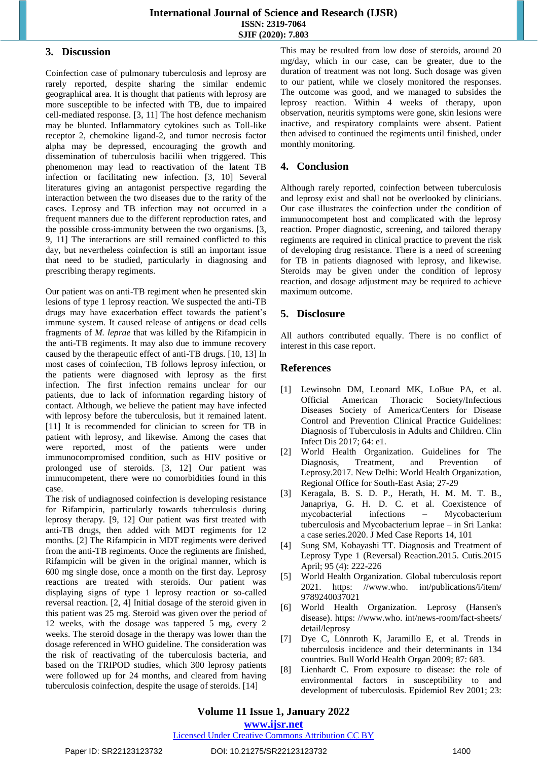## 3. Discussion

Coinfection case of pulmonary tuberculosis and leprosy are rarely reported, despite sharing the similar endemic geographical area. It is thought that patients with leprosy are more susceptible to be infected with TB, due to impaired cell-mediated response. [3, 11] The host defence mechanism may be blunted. Inflammatory cytokines such as Toll-like receptor 2, chemokine ligand-2, and tumor necrosis factor alpha may be depressed, encouraging the growth and dissemination of tuberculosis bacilii when triggered. This phenomenon may lead to reactivation of the latent TB infection or facilitating new infection. [3, 10] Several literatures giving an antagonist perspective regarding the interaction between the two diseases due to the rarity of the cases. Leprosy and TB infection may not occurred in a frequent manners due to the different reproduction rates, and the possible cross-immunity between the two organisms. [3, 9, 11] The interactions are still remained conflicted to this day, but nevertheless coinfection is still an important issue that need to be studied, particularly in diagnosing and prescribing therapy regiments.

Our patient was on anti-TB regiment when he presented skin lesions of type 1 leprosy reaction. We suspected the anti-TB drugs may have exacerbation effect towards the patient's immune system. It caused release of antigens or dead cells fragments of *M. leprae* that was killed by the Rifampicin in the anti-TB regiments. It may also due to immune recovery caused by the therapeutic effect of anti-TB drugs. [10, 13] In most cases of coinfection, TB follows leprosy infection, or the patients were diagnosed with leprosy as the first infection. The first infection remains unclear for our patients, due to lack of information regarding history of contact. Although, we believe the patient may have infected with leprosy before the tuberculosis, but it remained latent. [11] It is recommended for clinician to screen for TB in patient with leprosy, and likewise. Among the cases that were reported, most of the patients were under immunocompromised condition, such as HIV positive or prolonged use of steroids. [3, 12] Our patient was immucompetent, there were no comorbidities found in this case.

The risk of undiagnosed coinfection is developing resistance for Rifampicin, particularly towards tuberculosis during leprosy therapy. [9, 12] Our patient was first treated with anti-TB drugs, then added with MDT regiments for 12 months. [2] The Rifampicin in MDT regiments were derived from the anti-TB regiments. Once the regiments are finished, Rifampicin will be given in the original manner, which is 600 mg single dose, once a month on the first day. Leprosy reactions are treated with steroids. Our patient was displaying signs of type 1 leprosy reaction or so-called reversal reaction. [2, 4] Initial dosage of the steroid given in this patient was 25 mg. Steroid was given over the period of 12 weeks, with the dosage was tappered 5 mg, every 2 weeks. The steroid dosage in the therapy was lower than the dosage referenced in WHO guideline. The consideration was the risk of reactivating of the tuberculosis bacteria, and based on the TRIPOD studies, which 300 leprosy patients were followed up for 24 months, and cleared from having tuberculosis coinfection, despite the usage of steroids. [14] This may be resulted from low dose of steroids, around 20 mg/day, which in our case, can be greater, due to the duration of treatment was not long. Such dosage was given to our patient, while we closely monitored the responses. The outcome was good, and we managed to subsides the leprosy reaction. Within 4 weeks of therapy, upon observation, neuritis symptoms were gone, skin lesions were inactive, and respiratory complaints were absent. Patient then advised to continued the regiments until finished, under monthly monitoring.

## 4. Conclusion

Although rarely reported, coinfection between tuberculosis and leprosy exist and shall not be overlooked by clinicians. Our case illustrates the coinfection under the condition of immunocompetent host and complicated with the leprosy reaction. Proper diagnostic, screening, and tailored therapy regiments are required in clinical practice to prevent the risk of developing drug resistance. There is a need of screening for TB in patients diagnosed with leprosy, and likewise. Steroids may be given under the condition of leprosy reaction, and dosage adjustment may be required to achieve maximum outcome.

## 5. Disclosure

All authors contributed equally. There is no conflict of interest in this case report.

## References

[1] Lewinsohn DM, Leonard MK, LoBue PA, et al. Official American Thoracic Society/Infectious Diseases Society of America/Centers for Disease Control and Prevention Clinical Practice Guidelines: Diagnosis of Tuberculosis in Adults and Children. Clin Infect Dis 2017; 64: e1.

[2] World Health Organization. Guidelines for The Diagnosis, Treatment, and Prevention of Leprosy.2017. New Delhi: World Health Organization, Regional Office for South-East Asia; 27-29

[3] Keragala, B. S. D. P., Herath, H. M. M. T. B., Janapriya, G. H. D. C. et al. Coexistence of mycobacterial infections – Mycobacterium tuberculosis and Mycobacterium leprae – in Sri Lanka: a case series.2020. J Med Case Reports 14, 101

[4] Sung SM, Kobayashi TT. Diagnosis and Treatment of Leprosy Type 1 (Reversal) Reaction.2015. Cutis.2015 April; 95 (4): 222-226

[5] World Health Organization. Global tuberculosis report 2021. https: //www.who. int/publications/i/item/ 9789240037021

[6] World Health Organization. Leprosy (Hansen's disease). https: //www.who. int/news-room/fact-sheets/ detail/leprosy

[7] Dye C, Lönnroth K, Jaramillo E, et al. Trends in tuberculosis incidence and their determinants in 134 countries. Bull World Health Organ 2009; 87: 683.

[8] Lienhardt C. From exposure to disease: the role of environmental factors in susceptibility to and development of tuberculosis. Epidemiol Rev 2001; 23: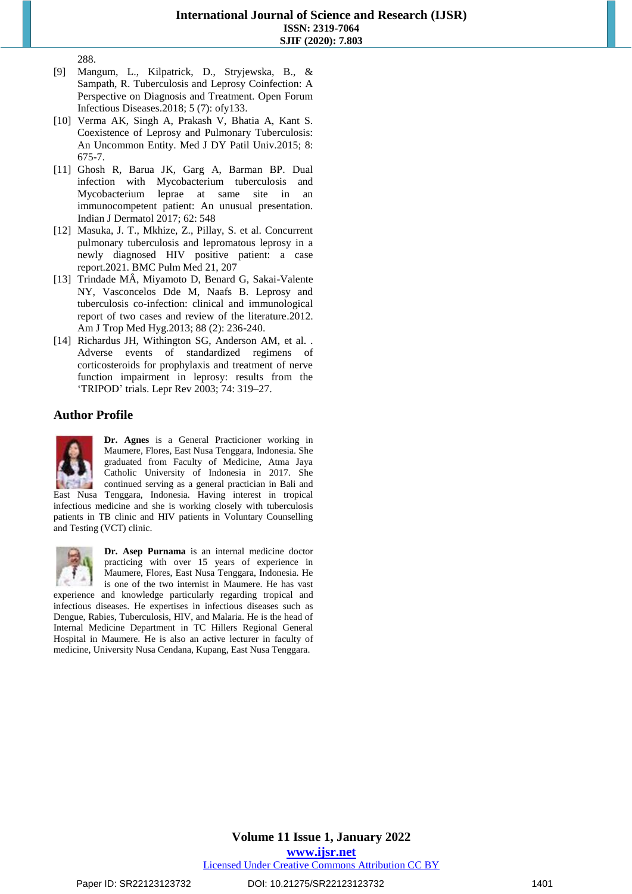288.

[9] Mangum, L., Kilpatrick, D., Stryjewska, B., & Sampath, R. Tuberculosis and Leprosy Coinfection: A Perspective on Diagnosis and Treatment. Open Forum Infectious Diseases.2018; 5 (7): ofy133.

[10] Verma AK, Singh A, Prakash V, Bhatia A, Kant S. Coexistence of Leprosy and Pulmonary Tuberculosis: An Uncommon Entity. Med J DY Patil Univ.2015; 8: 675-7.

[11] Ghosh R, Barua JK, Garg A, Barman BP. Dual infection with Mycobacterium tuberculosis and Mycobacterium leprae at same site in an immunocompetent patient: An unusual presentation. Indian J Dermatol 2017; 62: 548

[12] Masuka, J. T., Mkhize, Z., Pillay, S. et al. Concurrent pulmonary tuberculosis and lepromatous leprosy in a newly diagnosed HIV positive patient: a case report.2021. BMC Pulm Med 21, 207

[13] Trindade MÂ, Miyamoto D, Benard G, Sakai-Valente NY, Vasconcelos Dde M, Naafs B. Leprosy and tuberculosis co-infection: clinical and immunological report of two cases and review of the literature.2012. Am J Trop Med Hyg.2013; 88 (2): 236-240.

[14] Richardus JH, Withington SG, Anderson AM, et al. . Adverse events of standardized regimens of corticosteroids for prophylaxis and treatment of nerve function impairment in leprosy: results from the 'TRIPOD' trials. Lepr Rev 2003; 74: 319–27.

## Author Profile

**Dr. Agnes** is a General Practicioner working in Maumere, Flores, East Nusa Tenggara, Indonesia. She graduated from Faculty of Medicine, Atma Jaya Catholic University of Indonesia in 2017. She continued serving as a general practician in Bali and East Nusa Tenggara, Indonesia. Having interest in tropical infectious medicine and she is working closely with tuberculosis patients in TB clinic and HIV patients in Voluntary Counselling and Testing (VCT) clinic.

**Dr. Asep Purnama** is an internal medicine doctor practicing with over 15 years of experience in Maumere, Flores, East Nusa Tenggara, Indonesia. He is one of the two internist in Maumere. He has vast experience and knowledge particularly regarding tropical and infectious diseases. He expertises in infectious diseases such as Dengue, Rabies, Tuberculosis, HIV, and Malaria. He is the head of Internal Medicine Department in TC Hillers Regional General Hospital in Maumere. He is also an active lecturer in faculty of medicine, University Nusa Cendana, Kupang, East Nusa Tenggara.